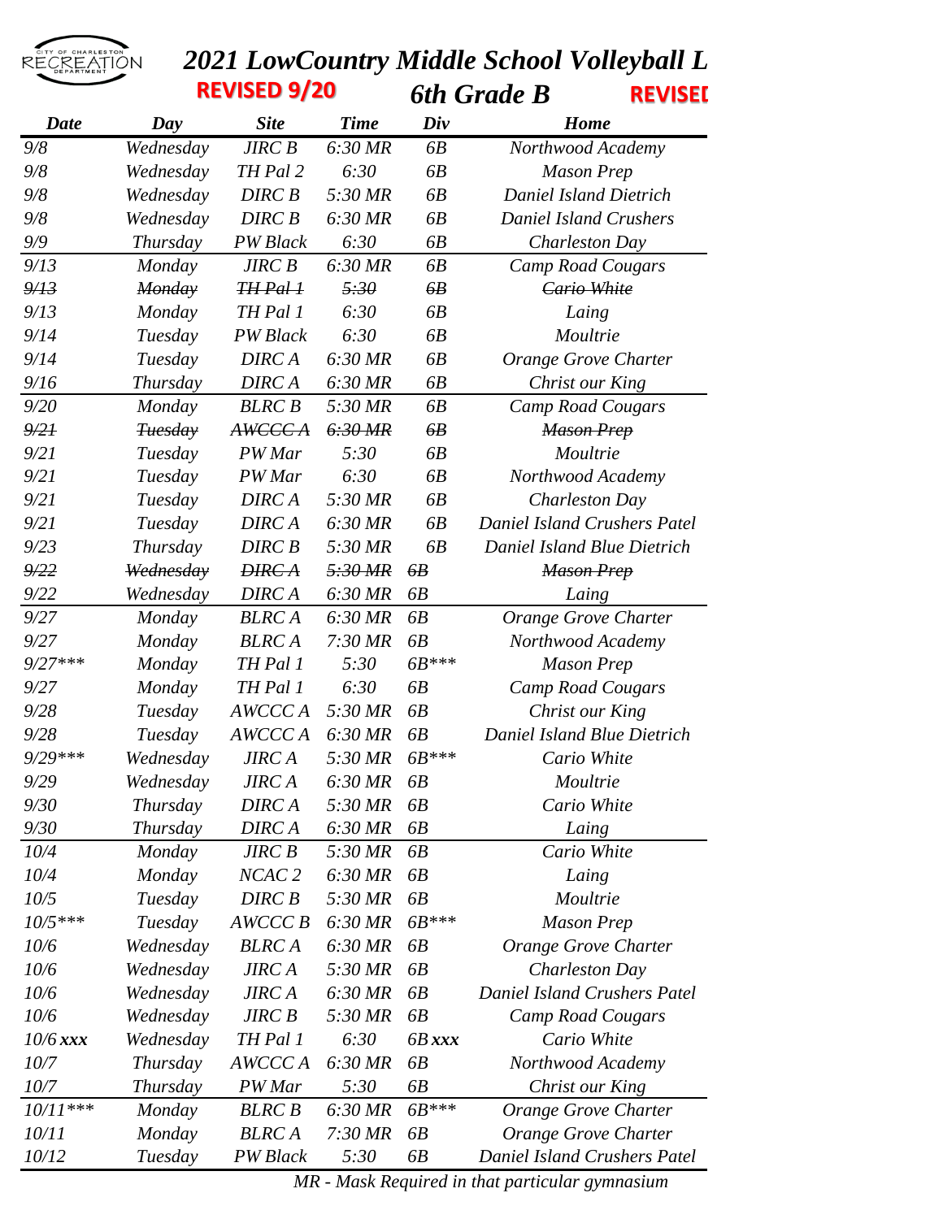CITY OF CHARLESTON RECREATION DEPARTMENT

# *2021 LowCountry Middle School Volleyball L*

**REVISED 9/20**

## *6th Grade B*

**REVISED**

| Date | Day | Site | Time | Div | Home |
|---|---|---|---|---|---|
| 9/8 | Wednesday | JIRC B | 6:30 MR | 6B | Northwood Academy |
| 9/8 | Wednesday | TH Pal 2 | 6:30 | 6B | Mason Prep |
| 9/8 | Wednesday | DIRC B | 5:30 MR | 6B | Daniel Island Dietrich |
| 9/8 | Wednesday | DIRC B | 6:30 MR | 6B | Daniel Island Crushers |
| 9/9 | Thursday | PW Black | 6:30 | 6B | Charleston Day |
| 9/13 | Monday | JIRC B | 6:30 MR | 6B | Camp Road Cougars |
| ~~9/13~~ | ~~Monday~~ | ~~TH Pal 1~~ | ~~5:30~~ | ~~6B~~ | ~~Cario White~~ |
| 9/13 | Monday | TH Pal 1 | 6:30 | 6B | Laing |
| 9/14 | Tuesday | PW Black | 6:30 | 6B | Moultrie |
| 9/14 | Tuesday | DIRC A | 6:30 MR | 6B | Orange Grove Charter |
| 9/16 | Thursday | DIRC A | 6:30 MR | 6B | Christ our King |
| 9/20 | Monday | BLRC B | 5:30 MR | 6B | Camp Road Cougars |
| ~~9/21~~ | ~~Tuesday~~ | ~~AWCCC A~~ | ~~6:30 MR~~ | ~~6B~~ | ~~Mason Prep~~ |
| 9/21 | Tuesday | PW Mar | 5:30 | 6B | Moultrie |
| 9/21 | Tuesday | PW Mar | 6:30 | 6B | Northwood Academy |
| 9/21 | Tuesday | DIRC A | 5:30 MR | 6B | Charleston Day |
| 9/21 | Tuesday | DIRC A | 6:30 MR | 6B | Daniel Island Crushers Patel |
| 9/23 | Thursday | DIRC B | 5:30 MR | 6B | Daniel Island Blue Dietrich |
| ~~9/22~~ | ~~Wednesday~~ | ~~DIRC A~~ | ~~5:30 MR~~ | ~~6B~~ | ~~Mason Prep~~ |
| 9/22 | Wednesday | DIRC A | 6:30 MR | 6B | Laing |
| 9/27 | Monday | BLRC A | 6:30 MR | 6B | Orange Grove Charter |
| 9/27 | Monday | BLRC A | 7:30 MR | 6B | Northwood Academy |
| 9/27*** | Monday | TH Pal 1 | 5:30 | 6B*** | Mason Prep |
| 9/27 | Monday | TH Pal 1 | 6:30 | 6B | Camp Road Cougars |
| 9/28 | Tuesday | AWCCC A | 5:30 MR | 6B | Christ our King |
| 9/28 | Tuesday | AWCCC A | 6:30 MR | 6B | Daniel Island Blue Dietrich |
| 9/29*** | Wednesday | JIRC A | 5:30 MR | 6B*** | Cario White |
| 9/29 | Wednesday | JIRC A | 6:30 MR | 6B | Moultrie |
| 9/30 | Thursday | DIRC A | 5:30 MR | 6B | Cario White |
| 9/30 | Thursday | DIRC A | 6:30 MR | 6B | Laing |
| 10/4 | Monday | JIRC B | 5:30 MR | 6B | Cario White |
| 10/4 | Monday | NCAC 2 | 6:30 MR | 6B | Laing |
| 10/5 | Tuesday | DIRC B | 5:30 MR | 6B | Moultrie |
| 10/5*** | Tuesday | AWCCC B | 6:30 MR | 6B*** | Mason Prep |
| 10/6 | Wednesday | BLRC A | 6:30 MR | 6B | Orange Grove Charter |
| 10/6 | Wednesday | JIRC A | 5:30 MR | 6B | Charleston Day |
| 10/6 | Wednesday | JIRC A | 6:30 MR | 6B | Daniel Island Crushers Patel |
| 10/6 | Wednesday | JIRC B | 5:30 MR | 6B | Camp Road Cougars |
| 10/6 xxx | Wednesday | TH Pal 1 | 6:30 | 6B xxx | Cario White |
| 10/7 | Thursday | AWCCC A | 6:30 MR | 6B | Northwood Academy |
| 10/7 | Thursday | PW Mar | 5:30 | 6B | Christ our King |
| 10/11*** | Monday | BLRC B | 6:30 MR | 6B*** | Orange Grove Charter |
| 10/11 | Monday | BLRC A | 7:30 MR | 6B | Orange Grove Charter |
| 10/12 | Tuesday | PW Black | 5:30 | 6B | Daniel Island Crushers Patel |

*MR - Mask Required in that particular gymnasium*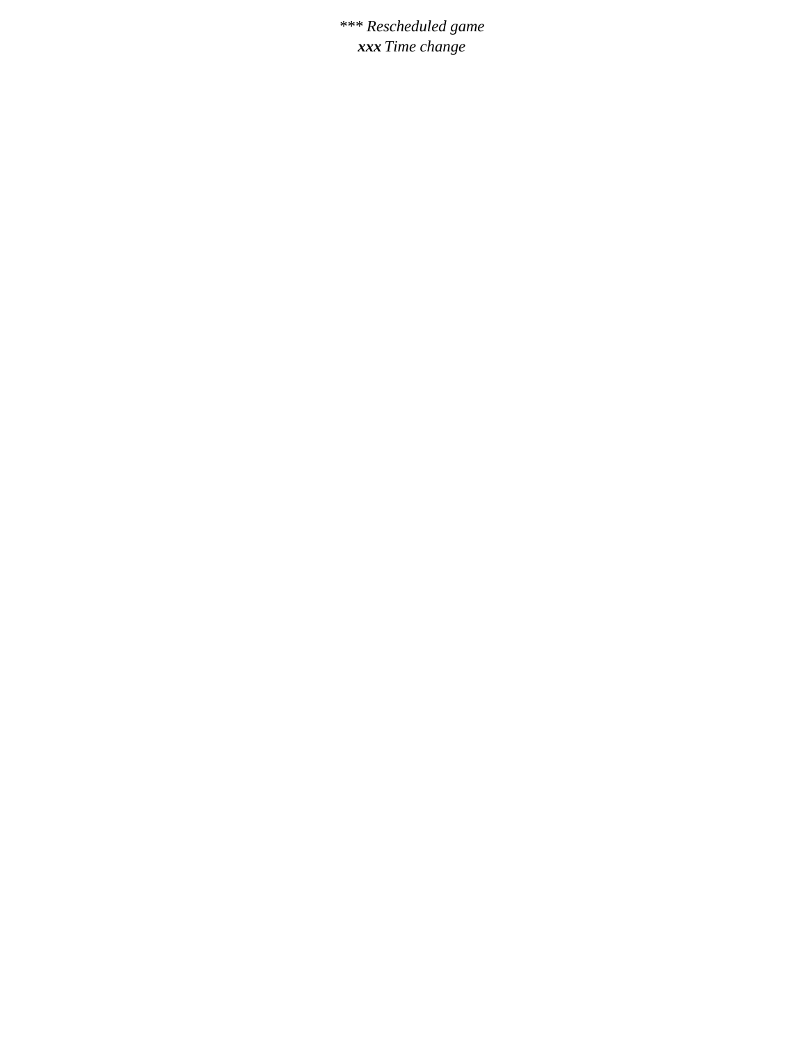*\*\*\* Rescheduled game*

***xxx*** *Time change*

**\*** *Rescheduled game*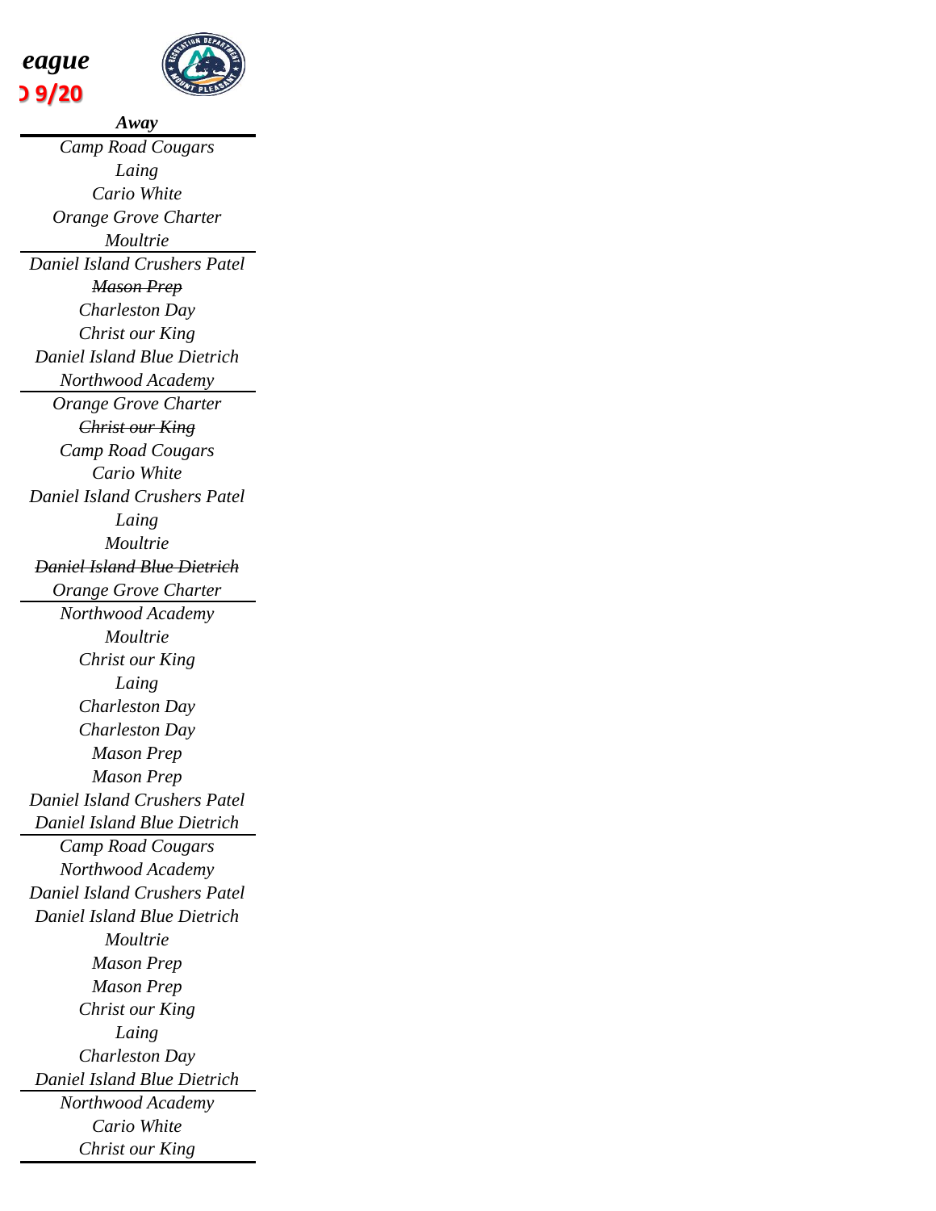***eague***

**9/20**

| *Away* |
| --- |
| *Camp Road Cougars* |
| *Laing* |
| *Cario White* |
| *Orange Grove Charter* |
| *Moultrie* |
| *Daniel Island Crushers Patel* |
| ~~*Mason Prep*~~ |
| *Charleston Day* |
| *Christ our King* |
| *Daniel Island Blue Dietrich* |
| *Northwood Academy* |
| *Orange Grove Charter* |
| ~~*Christ our King*~~ |
| *Camp Road Cougars* |
| *Cario White* |
| *Daniel Island Crushers Patel* |
| *Laing* |
| *Moultrie* |
| ~~*Daniel Island Blue Dietrich*~~ |
| *Orange Grove Charter* |
| *Northwood Academy* |
| *Moultrie* |
| *Christ our King* |
| *Laing* |
| *Charleston Day* |
| *Charleston Day* |
| *Mason Prep* |
| *Mason Prep* |
| *Daniel Island Crushers Patel* |
| *Daniel Island Blue Dietrich* |
| *Camp Road Cougars* |
| *Northwood Academy* |
| *Daniel Island Crushers Patel* |
| *Daniel Island Blue Dietrich* |
| *Moultrie* |
| *Mason Prep* |
| *Mason Prep* |
| *Christ our King* |
| *Laing* |
| *Charleston Day* |
| *Daniel Island Blue Dietrich* |
| *Northwood Academy* |
| *Cario White* |
| *Christ our King* |